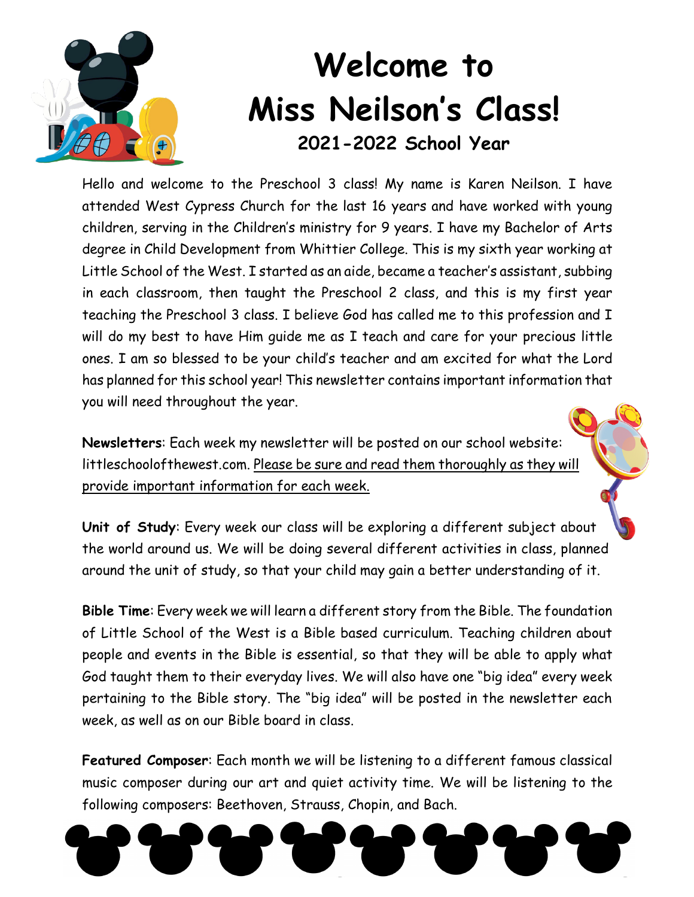# Welcome to Miss Neilson's Class!

## 2021-2022 School Year

Hello and welcome to the Preschool 3 class! My name is Karen Neilson. I have attended West Cypress Church for the last 16 years and have worked with young children, serving in the Children's ministry for 9 years. I have my Bachelor of Arts degree in Child Development from Whittier College. This is my sixth year working at Little School of the West. I started as an aide, became a teacher's assistant, subbing in each classroom, then taught the Preschool 2 class, and this is my first year teaching the Preschool 3 class. I believe God has called me to this profession and I will do my best to have Him guide me as I teach and care for your precious little ones. I am so blessed to be your child's teacher and am excited for what the Lord has planned for this school year! This newsletter contains important information that you will need throughout the year.

**Newsletters**: Each week my newsletter will be posted on our school website: littleschoolofthewest.com. Please be sure and read them thoroughly as they will provide important information for each week.

**Unit of Study**: Every week our class will be exploring a different subject about the world around us. We will be doing several different activities in class, planned around the unit of study, so that your child may gain a better understanding of it.

**Bible Time**: Every week we will learn a different story from the Bible. The foundation of Little School of the West is a Bible based curriculum. Teaching children about people and events in the Bible is essential, so that they will be able to apply what God taught them to their everyday lives. We will also have one "big idea" every week pertaining to the Bible story. The "big idea" will be posted in the newsletter each week, as well as on our Bible board in class.

**Featured Composer**: Each month we will be listening to a different famous classical music composer during our art and quiet activity time. We will be listening to the following composers: Beethoven, Strauss, Chopin, and Bach.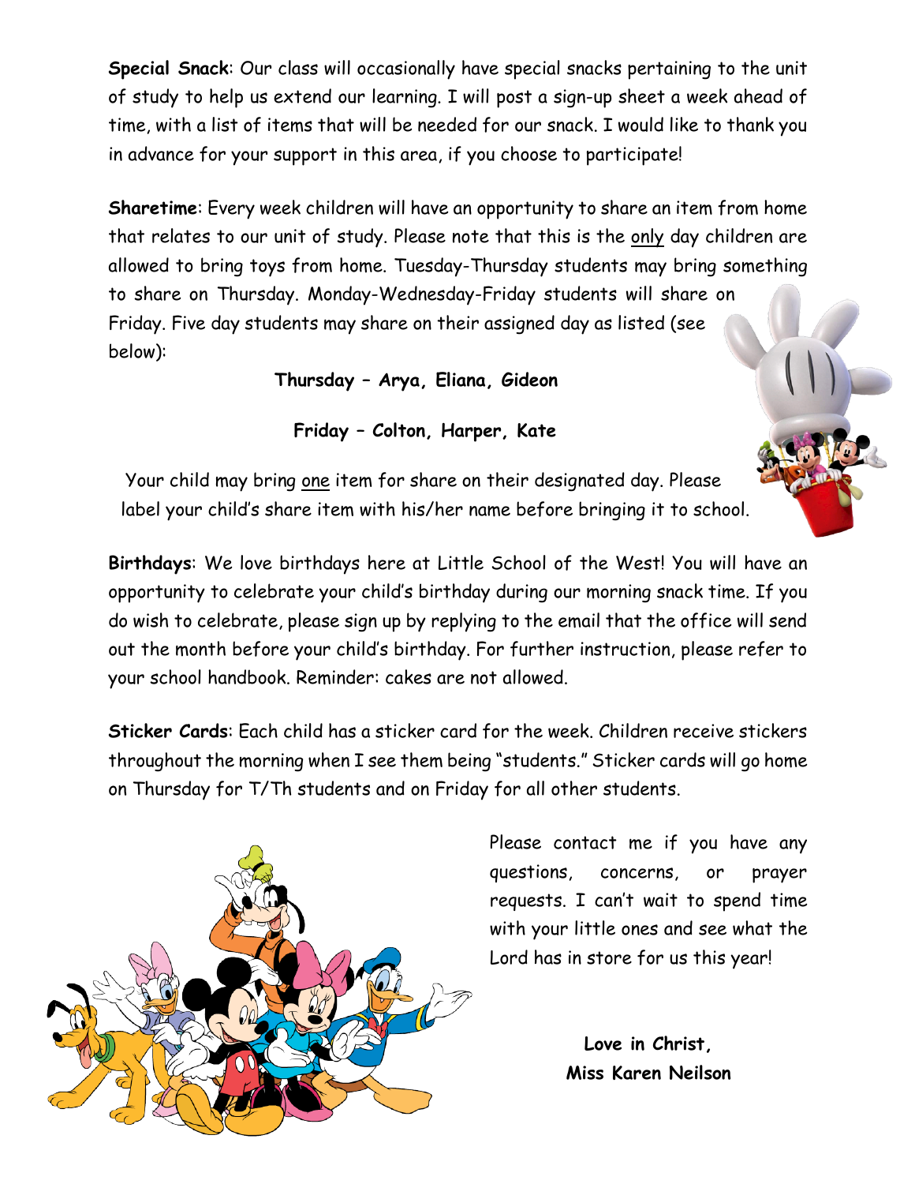**Special Snack**: Our class will occasionally have special snacks pertaining to the unit of study to help us extend our learning. I will post a sign-up sheet a week ahead of time, with a list of items that will be needed for our snack. I would like to thank you in advance for your support in this area, if you choose to participate!

**Sharetime**: Every week children will have an opportunity to share an item from home that relates to our unit of study. Please note that this is the only day children are allowed to bring toys from home. Tuesday-Thursday students may bring something to share on Thursday. Monday-Wednesday-Friday students will share on Friday. Five day students may share on their assigned day as listed (see below):

**Thursday – Arya, Eliana, Gideon**

**Friday – Colton, Harper, Kate**

Your child may bring one item for share on their designated day. Please label your child's share item with his/her name before bringing it to school.

**Birthdays**: We love birthdays here at Little School of the West! You will have an opportunity to celebrate your child's birthday during our morning snack time. If you do wish to celebrate, please sign up by replying to the email that the office will send out the month before your child's birthday. For further instruction, please refer to your school handbook. Reminder: cakes are not allowed.

**Sticker Cards**: Each child has a sticker card for the week. Children receive stickers throughout the morning when I see them being "students." Sticker cards will go home on Thursday for T/Th students and on Friday for all other students.

Please contact me if you have any questions, concerns, or prayer requests. I can't wait to spend time with your little ones and see what the Lord has in store for us this year!

**Love in Christ,**
**Miss Karen Neilson**